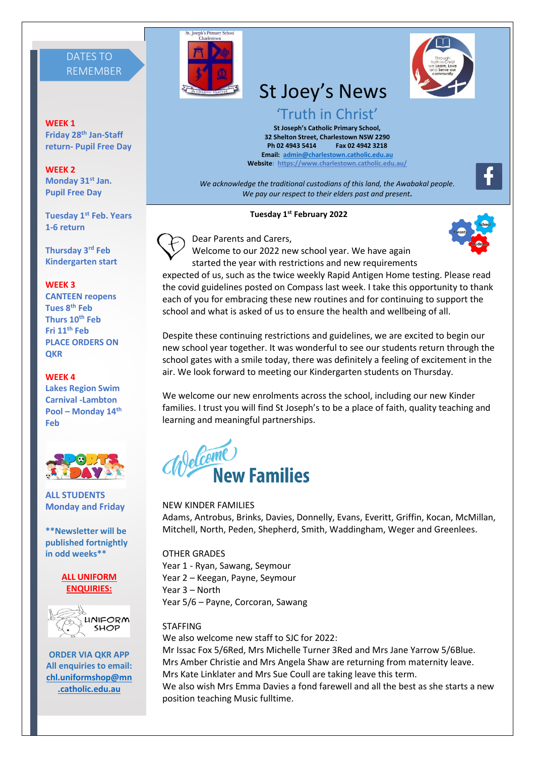# St Joey's News

## 'Truth in Christ'

**St Joseph's Catholic Primary School,**
**32 Shelton Street, Charlestown NSW 2290**
**Ph 02 4943 5414 Fax 02 4942 3218**
**Email: admin@charlestown.catholic.edu.au**
**Website: https://www.charlestown.catholic.edu.au/**

*We acknowledge the traditional custodians of this land, the Awabakal people. We pay our respect to their elders past and present.*

**Tuesday 1st February 2022**

Dear Parents and Carers,

Welcome to our 2022 new school year. We have again started the year with restrictions and new requirements expected of us, such as the twice weekly Rapid Antigen Home testing. Please read the covid guidelines posted on Compass last week. I take this opportunity to thank each of you for embracing these new routines and for continuing to support the school and what is asked of us to ensure the health and wellbeing of all.

Despite these continuing restrictions and guidelines, we are excited to begin our new school year together. It was wonderful to see our students return through the school gates with a smile today, there was definitely a feeling of excitement in the air. We look forward to meeting our Kindergarten students on Thursday.

We welcome our new enrolments across the school, including our new Kinder families. I trust you will find St Joseph's to be a place of faith, quality teaching and learning and meaningful partnerships.

## Welcome New Families

NEW KINDER FAMILIES
Adams, Antrobus, Brinks, Davies, Donnelly, Evans, Everitt, Griffin, Kocan, McMillan, Mitchell, North, Peden, Shepherd, Smith, Waddingham, Weger and Greenlees.

OTHER GRADES
Year 1 - Ryan, Sawang, Seymour
Year 2 – Keegan, Payne, Seymour
Year 3 – North
Year 5/6 – Payne, Corcoran, Sawang

STAFFING
We also welcome new staff to SJC for 2022:
Mr Issac Fox 5/6Red, Mrs Michelle Turner 3Red and Mrs Jane Yarrow 5/6Blue.
Mrs Amber Christie and Mrs Angela Shaw are returning from maternity leave.
Mrs Kate Linklater and Mrs Sue Coull are taking leave this term.
We also wish Mrs Emma Davies a fond farewell and all the best as she starts a new position teaching Music fulltime.

## DATES TO REMEMBER

**WEEK 1**
**Friday 28th Jan-Staff return- Pupil Free Day**

**WEEK 2**
**Monday 31st Jan. Pupil Free Day**

**Tuesday 1st Feb. Years 1-6 return**

**Thursday 3rd Feb Kindergarten start**

**WEEK 3**
**CANTEEN reopens**
**Tues 8th Feb**
**Thurs 10th Feb**
**Fri 11th Feb**
**PLACE ORDERS ON QKR**

**WEEK 4**
**Lakes Region Swim Carnival -Lambton Pool – Monday 14th Feb**

**ALL STUDENTS Monday and Friday**

**\*\*Newsletter will be published fortnightly in odd weeks\*\***

**ALL UNIFORM ENQUIRIES:**

**ORDER VIA QKR APP**
**All enquiries to email: chl.uniformshop@mn.catholic.edu.au**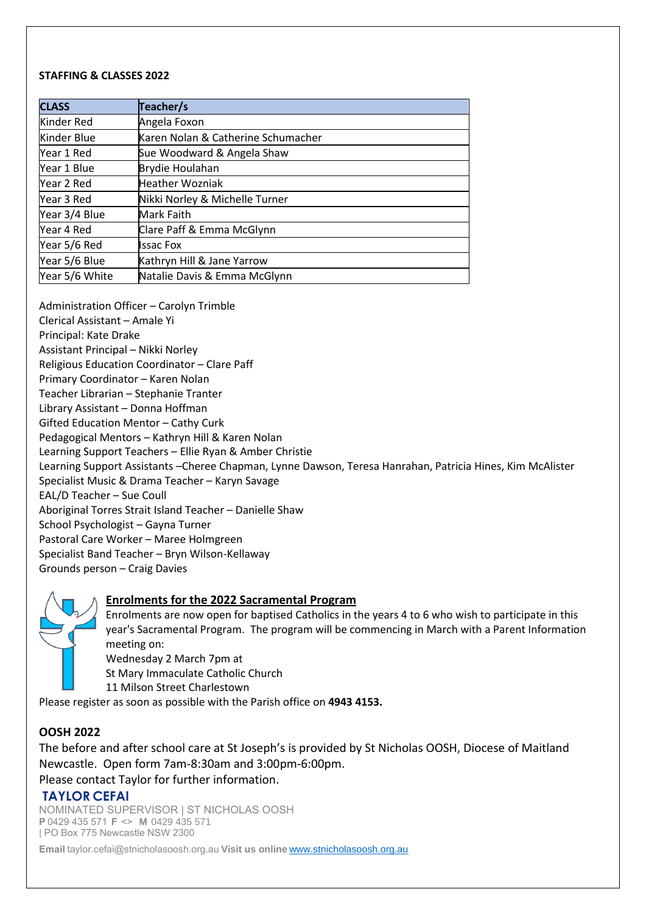**STAFFING & CLASSES 2022**

| CLASS | Teacher/s |
|---|---|
| Kinder Red | Angela Foxon |
| Kinder Blue | Karen Nolan & Catherine Schumacher |
| Year 1 Red | Sue Woodward & Angela Shaw |
| Year 1 Blue | Brydie Houlahan |
| Year 2 Red | Heather Wozniak |
| Year 3 Red | Nikki Norley & Michelle Turner |
| Year 3/4 Blue | Mark Faith |
| Year 4 Red | Clare Paff & Emma McGlynn |
| Year 5/6 Red | Issac Fox |
| Year 5/6 Blue | Kathryn Hill & Jane Yarrow |
| Year 5/6 White | Natalie Davis & Emma McGlynn |

Administration Officer – Carolyn Trimble
Clerical Assistant – Amale Yi
Principal: Kate Drake
Assistant Principal – Nikki Norley
Religious Education Coordinator – Clare Paff
Primary Coordinator – Karen Nolan
Teacher Librarian – Stephanie Tranter
Library Assistant – Donna Hoffman
Gifted Education Mentor – Cathy Curk
Pedagogical Mentors – Kathryn Hill & Karen Nolan
Learning Support Teachers – Ellie Ryan & Amber Christie
Learning Support Assistants –Cheree Chapman, Lynne Dawson, Teresa Hanrahan, Patricia Hines, Kim McAlister
Specialist Music & Drama Teacher – Karyn Savage
EAL/D Teacher – Sue Coull
Aboriginal Torres Strait Island Teacher – Danielle Shaw
School Psychologist – Gayna Turner
Pastoral Care Worker – Maree Holmgreen
Specialist Band Teacher – Bryn Wilson-Kellaway
Grounds person – Craig Davies

## Enrolments for the 2022 Sacramental Program

Enrolments are now open for baptised Catholics in the years 4 to 6 who wish to participate in this year's Sacramental Program. The program will be commencing in March with a Parent Information meeting on:
Wednesday 2 March 7pm at
St Mary Immaculate Catholic Church
11 Milson Street Charlestown
Please register as soon as possible with the Parish office on **4943 4153.**

## OOSH 2022

The before and after school care at St Joseph's is provided by St Nicholas OOSH, Diocese of Maitland Newcastle. Open form 7am-8:30am and 3:00pm-6:00pm.
Please contact Taylor for further information.

**TAYLOR CEFAI**
NOMINATED SUPERVISOR | ST NICHOLAS OOSH
**P** 0429 435 571 **F** <> **M** 0429 435 571
| PO Box 775 Newcastle NSW 2300

**Email** taylor.cefai@stnicholasoosh.org.au **Visit us online** www.stnicholasoosh.org.au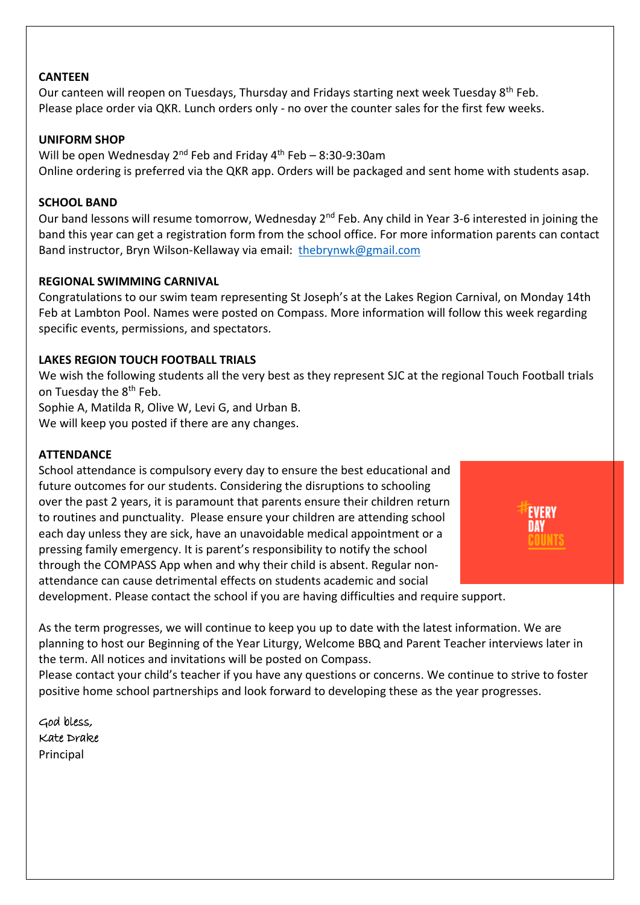**CANTEEN**
Our canteen will reopen on Tuesdays, Thursday and Fridays starting next week Tuesday 8th Feb.
Please place order via QKR. Lunch orders only - no over the counter sales for the first few weeks.

**UNIFORM SHOP**
Will be open Wednesday 2nd Feb and Friday 4th Feb – 8:30-9:30am
Online ordering is preferred via the QKR app. Orders will be packaged and sent home with students asap.

**SCHOOL BAND**
Our band lessons will resume tomorrow, Wednesday 2nd Feb. Any child in Year 3-6 interested in joining the band this year can get a registration form from the school office. For more information parents can contact Band instructor, Bryn Wilson-Kellaway via email: thebrynwk@gmail.com

**REGIONAL SWIMMING CARNIVAL**
Congratulations to our swim team representing St Joseph's at the Lakes Region Carnival, on Monday 14th Feb at Lambton Pool. Names were posted on Compass. More information will follow this week regarding specific events, permissions, and spectators.

**LAKES REGION TOUCH FOOTBALL TRIALS**
We wish the following students all the very best as they represent SJC at the regional Touch Football trials on Tuesday the 8th Feb.
Sophie A, Matilda R, Olive W, Levi G, and Urban B.
We will keep you posted if there are any changes.

**ATTENDANCE**
School attendance is compulsory every day to ensure the best educational and future outcomes for our students. Considering the disruptions to schooling over the past 2 years, it is paramount that parents ensure their children return to routines and punctuality. Please ensure your children are attending school each day unless they are sick, have an unavoidable medical appointment or a pressing family emergency. It is parent's responsibility to notify the school through the COMPASS App when and why their child is absent. Regular non-attendance can cause detrimental effects on students academic and social development. Please contact the school if you are having difficulties and require support.

#EVERY DAY COUNTS

As the term progresses, we will continue to keep you up to date with the latest information. We are planning to host our Beginning of the Year Liturgy, Welcome BBQ and Parent Teacher interviews later in the term. All notices and invitations will be posted on Compass.
Please contact your child's teacher if you have any questions or concerns. We continue to strive to foster positive home school partnerships and look forward to developing these as the year progresses.

God bless,
Kate Drake
Principal